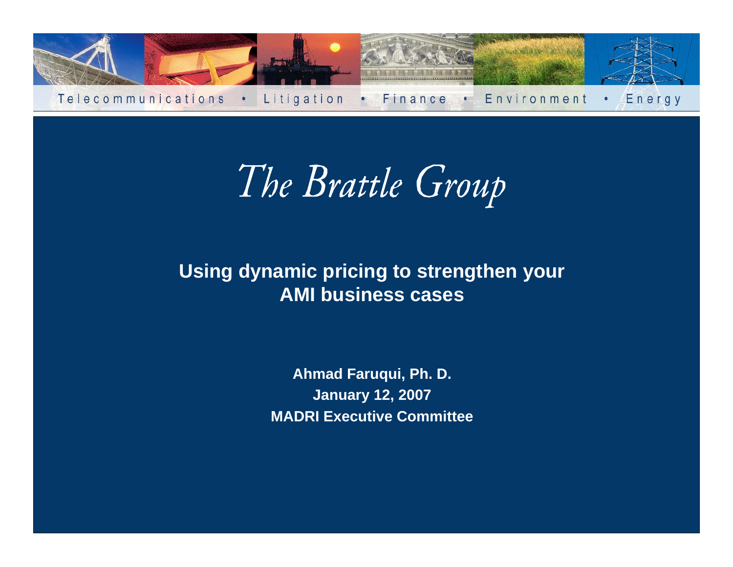Telecommunications • Litigation • Finance • Environment • Energy

# *The Brattle Group*

## Using dynamic pricing to strengthen your AMI business cases

**Ahmad Faruqui, Ph. D.**

**January 12, 2007**

**MADRI Executive Committee**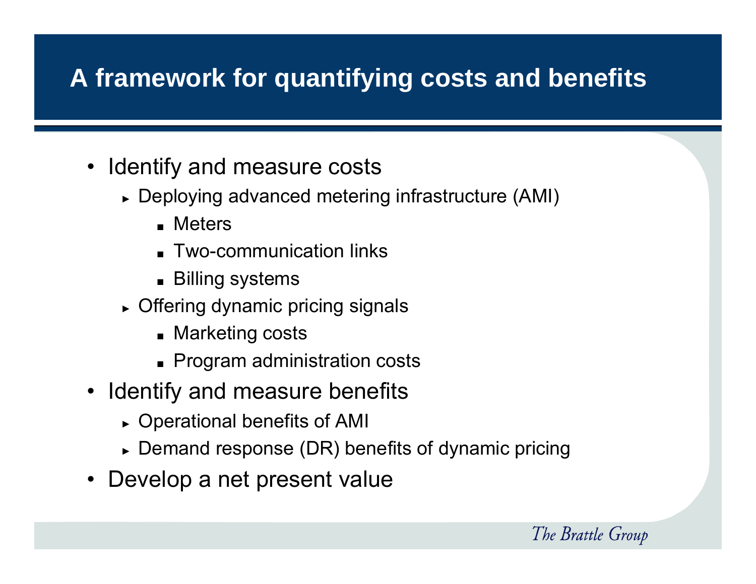# A framework for quantifying costs and benefits

- Identify and measure costs
  - Deploying advanced metering infrastructure (AMI)
    - Meters
    - Two-communication links
    - Billing systems
  - Offering dynamic pricing signals
    - Marketing costs
    - Program administration costs
- Identify and measure benefits
  - Operational benefits of AMI
  - Demand response (DR) benefits of dynamic pricing
- Develop a net present value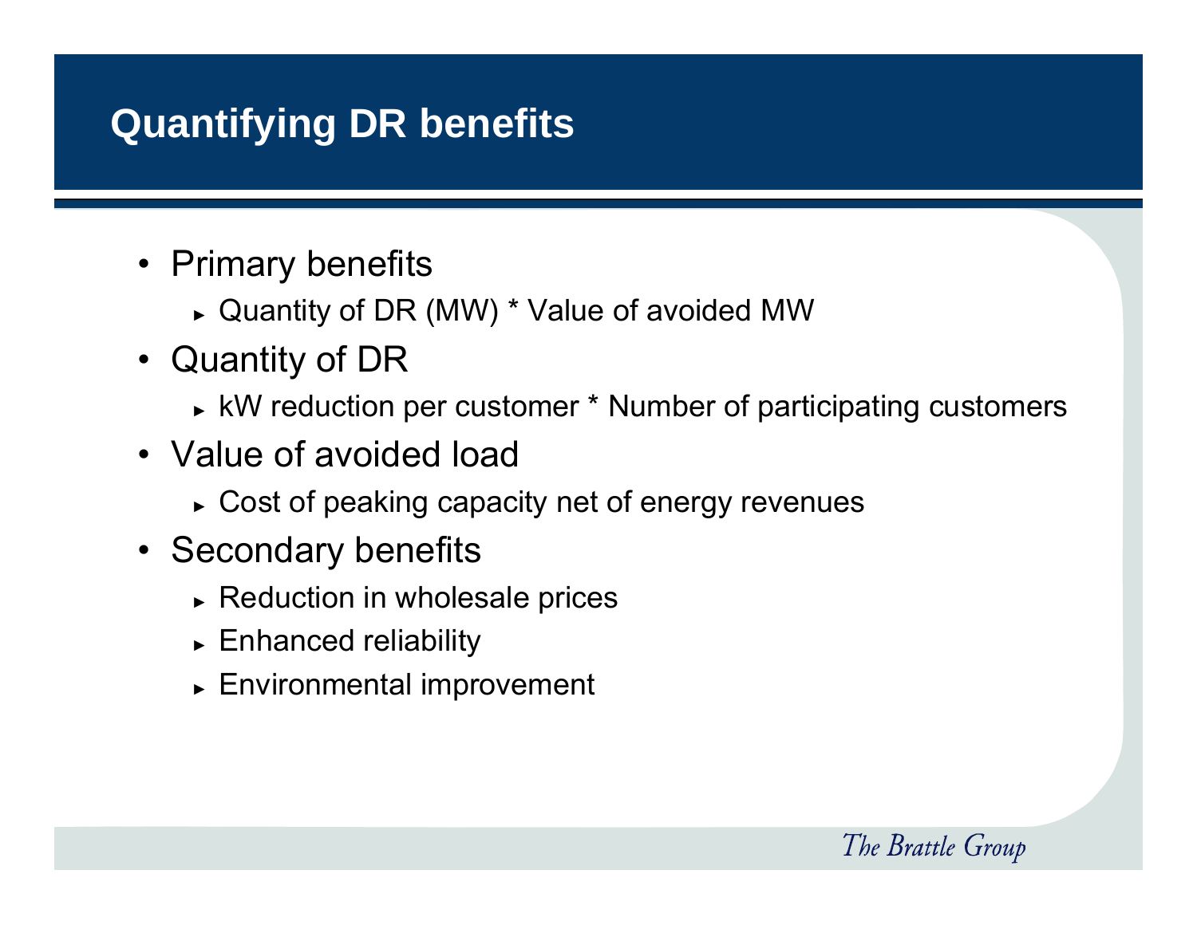# Quantifying DR benefits

- Primary benefits
  - Quantity of DR (MW) * Value of avoided MW
- Quantity of DR
  - kW reduction per customer * Number of participating customers
- Value of avoided load
  - Cost of peaking capacity net of energy revenues
- Secondary benefits
  - Reduction in wholesale prices
  - Enhanced reliability
  - Environmental improvement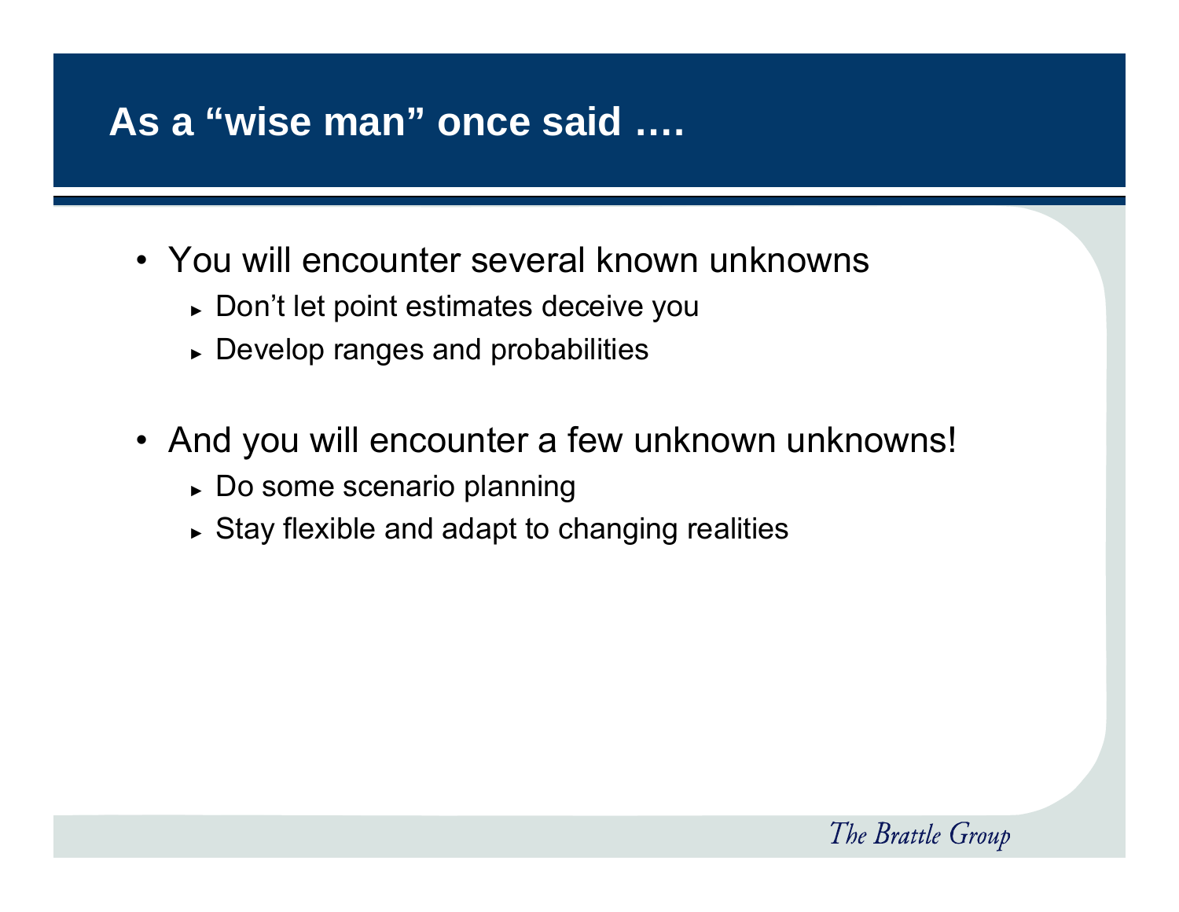# As a “wise man” once said ….

- You will encounter several known unknowns
  - Don’t let point estimates deceive you
  - Develop ranges and probabilities
- And you will encounter a few unknown unknowns!
  - Do some scenario planning
  - Stay flexible and adapt to changing realities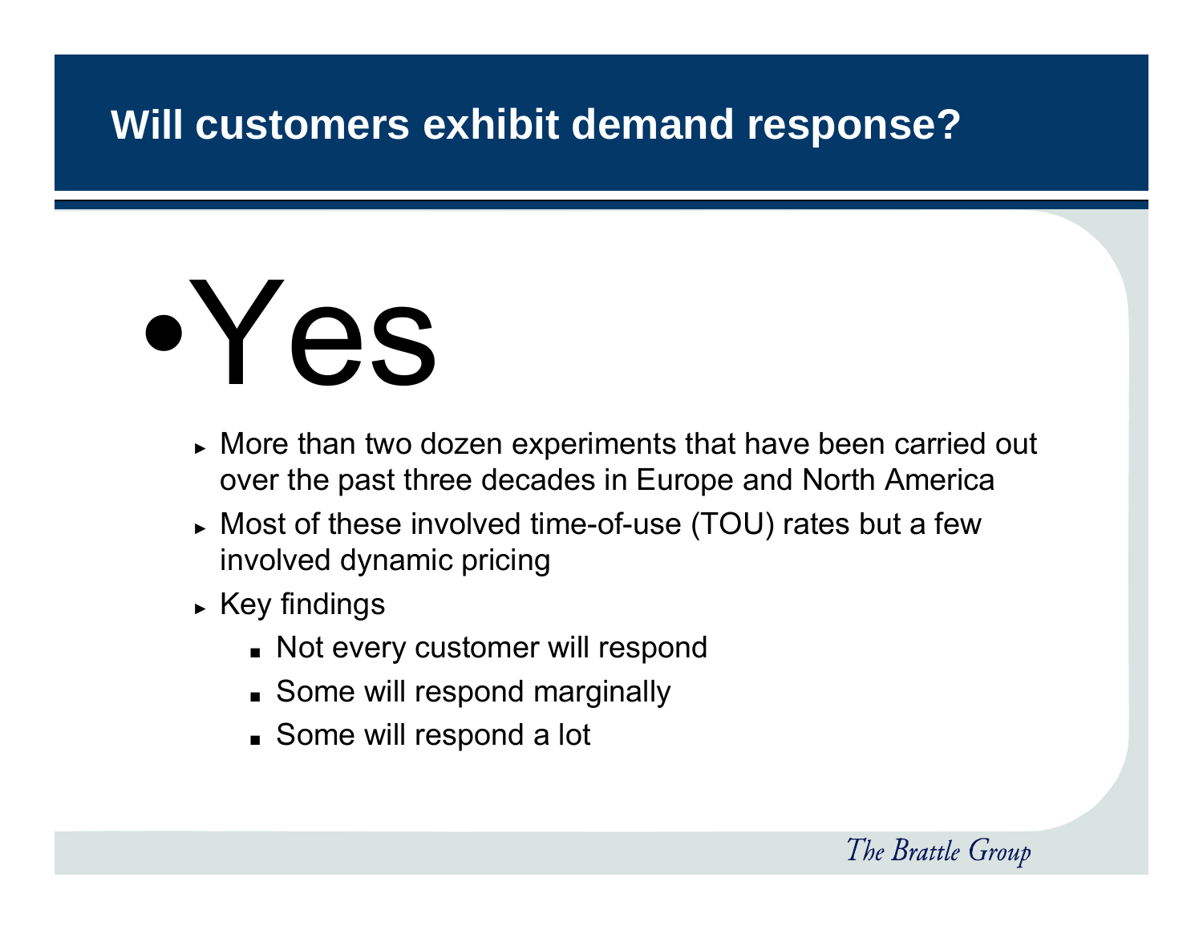# Will customers exhibit demand response?

- Yes
  - More than two dozen experiments that have been carried out over the past three decades in Europe and North America
  - Most of these involved time-of-use (TOU) rates but a few involved dynamic pricing
  - Key findings
    - Not every customer will respond
    - Some will respond marginally
    - Some will respond a lot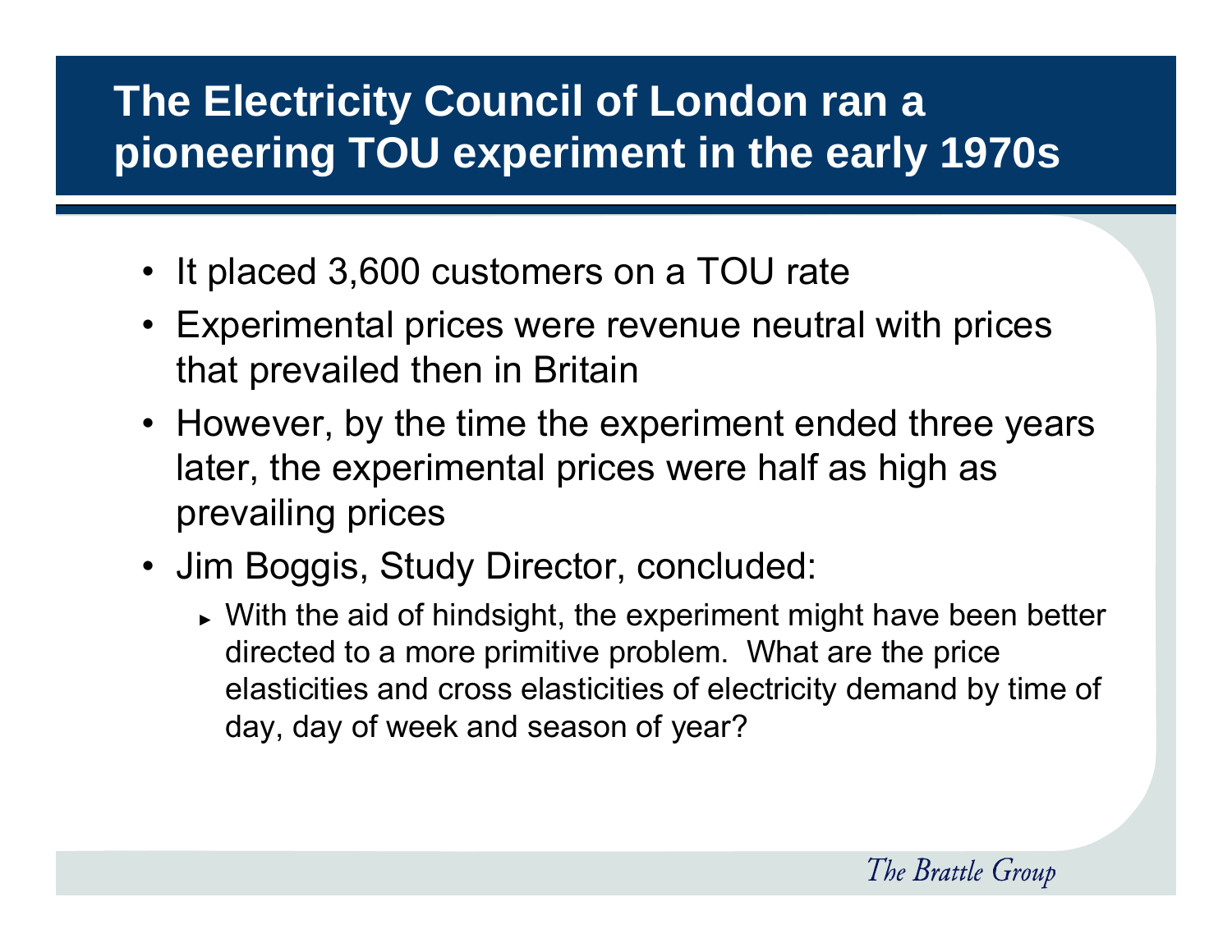# The Electricity Council of London ran a pioneering TOU experiment in the early 1970s

- It placed 3,600 customers on a TOU rate
- Experimental prices were revenue neutral with prices that prevailed then in Britain
- However, by the time the experiment ended three years later, the experimental prices were half as high as prevailing prices
- Jim Boggis, Study Director, concluded:
  - With the aid of hindsight, the experiment might have been better directed to a more primitive problem. What are the price elasticities and cross elasticities of electricity demand by time of day, day of week and season of year?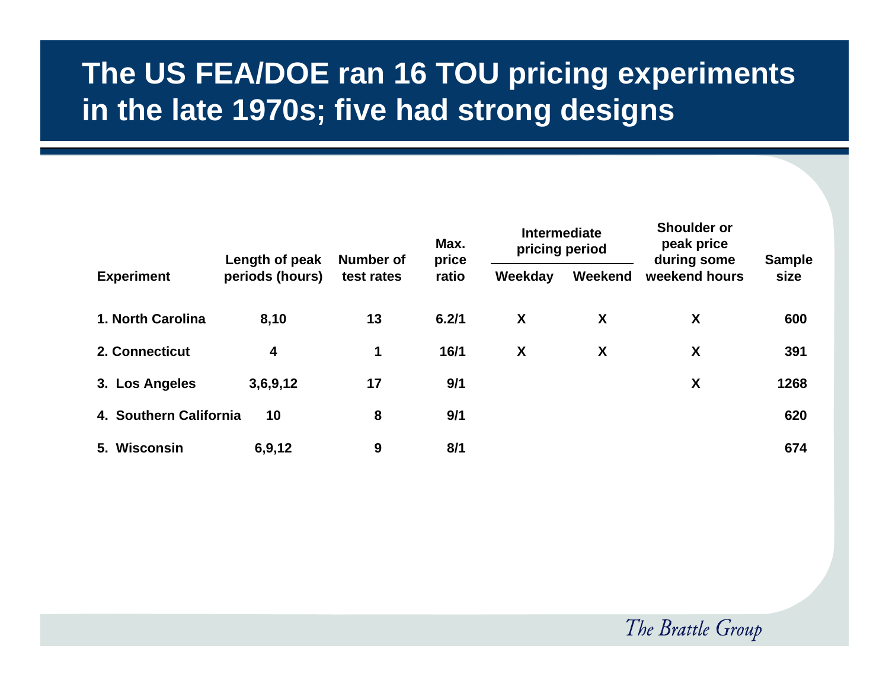# The US FEA/DOE ran 16 TOU pricing experiments in the late 1970s; five had strong designs

| Experiment | Length of peak periods (hours) | Number of test rates | Max. price ratio | Intermediate pricing period | | Shoulder or peak price during some weekend hours | Sample size |
|---|---|---|---|---|---|---|---|
| | | | | Weekday | Weekend | | |
| 1. North Carolina | 8,10 | 13 | 6.2/1 | X | X | X | 600 |
| 2. Connecticut | 4 | 1 | 16/1 | X | X | X | 391 |
| 3. Los Angeles | 3,6,9,12 | 17 | 9/1 | | | X | 1268 |
| 4. Southern California | 10 | 8 | 9/1 | | | | 620 |
| 5. Wisconsin | 6,9,12 | 9 | 8/1 | | | | 674 |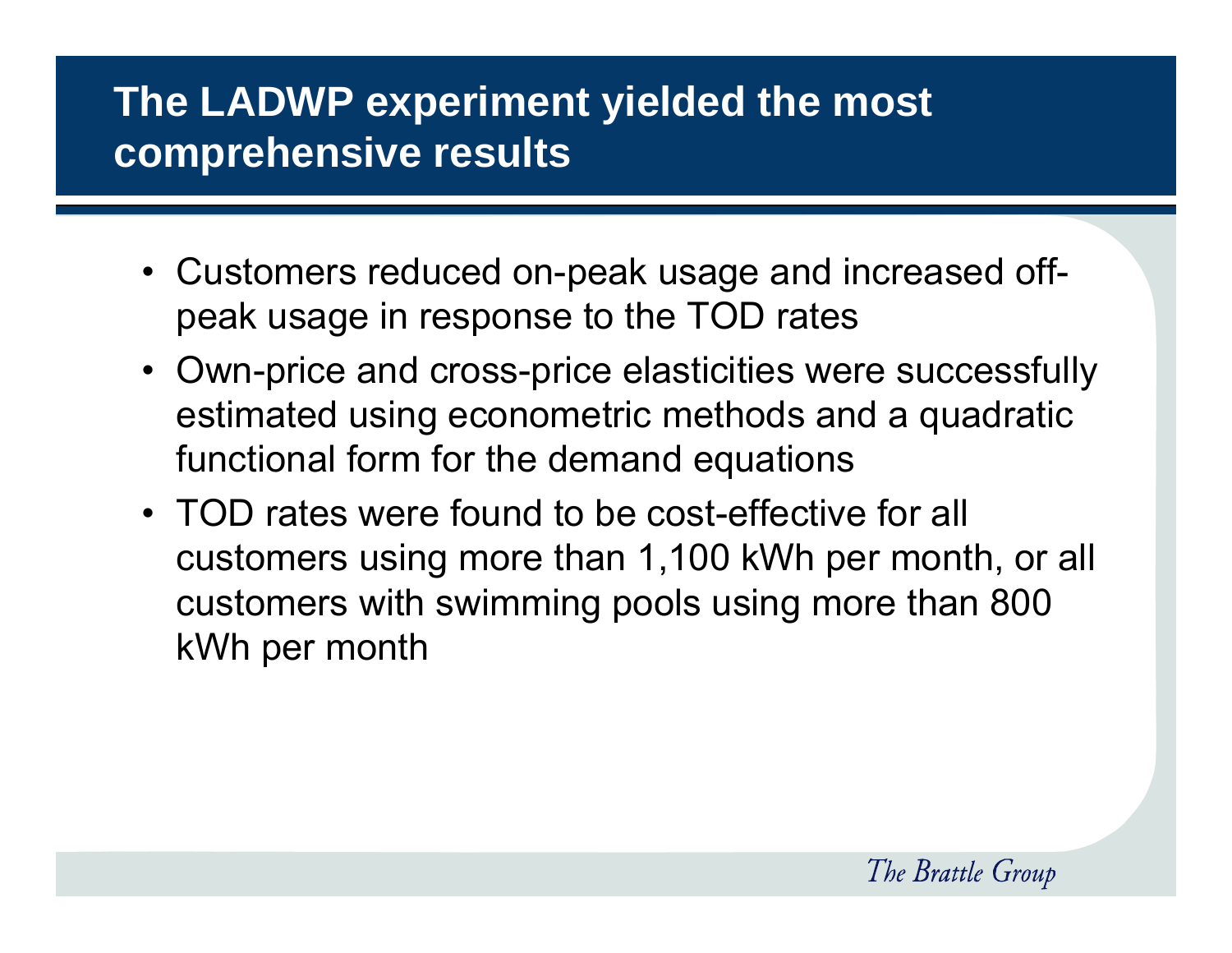# The LADWP experiment yielded the most comprehensive results

- Customers reduced on-peak usage and increased off-peak usage in response to the TOD rates
- Own-price and cross-price elasticities were successfully estimated using econometric methods and a quadratic functional form for the demand equations
- TOD rates were found to be cost-effective for all customers using more than 1,100 kWh per month, or all customers with swimming pools using more than 800 kWh per month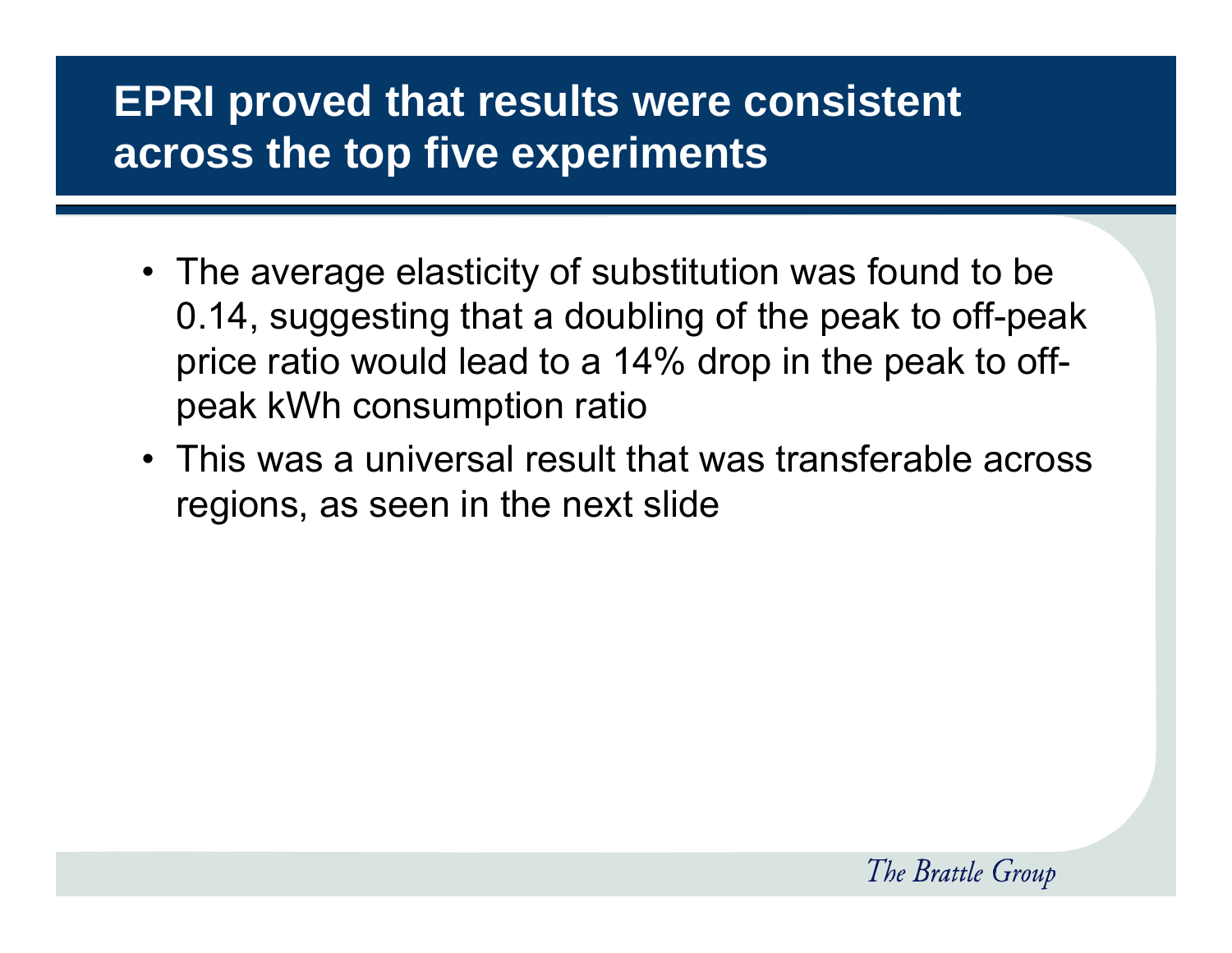# EPRI proved that results were consistent across the top five experiments

- The average elasticity of substitution was found to be 0.14, suggesting that a doubling of the peak to off-peak price ratio would lead to a 14% drop in the peak to off-peak kWh consumption ratio
- This was a universal result that was transferable across regions, as seen in the next slide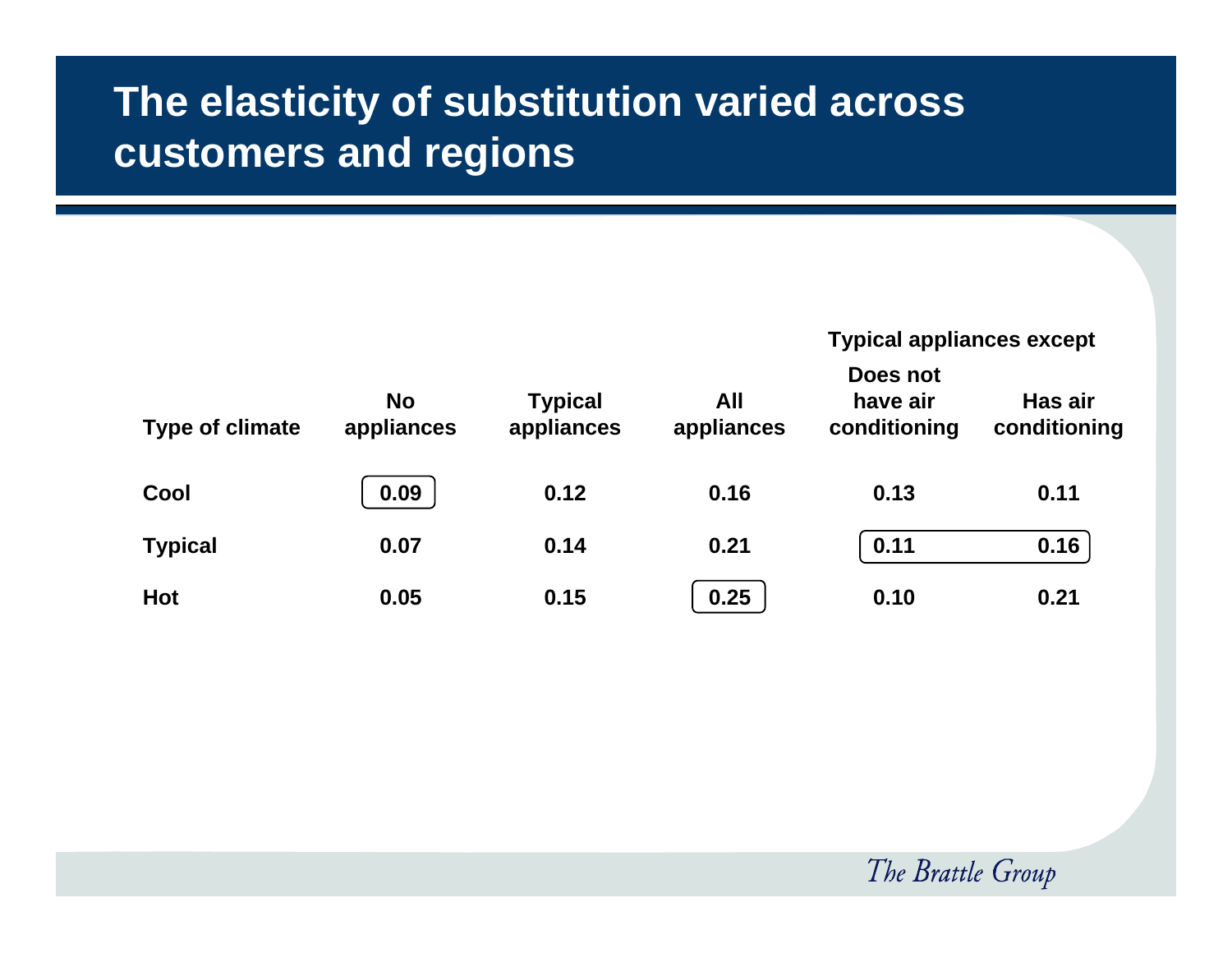# The elasticity of substitution varied across customers and regions

| Type of climate | No appliances | Typical appliances | All appliances | Typical appliances except: Does not have air conditioning | Typical appliances except: Has air conditioning |
|---|---|---|---|---|---|
| Cool | 0.09 | 0.12 | 0.16 | 0.13 | 0.11 |
| Typical | 0.07 | 0.14 | 0.21 | 0.11 | 0.16 |
| Hot | 0.05 | 0.15 | 0.25 | 0.10 | 0.21 |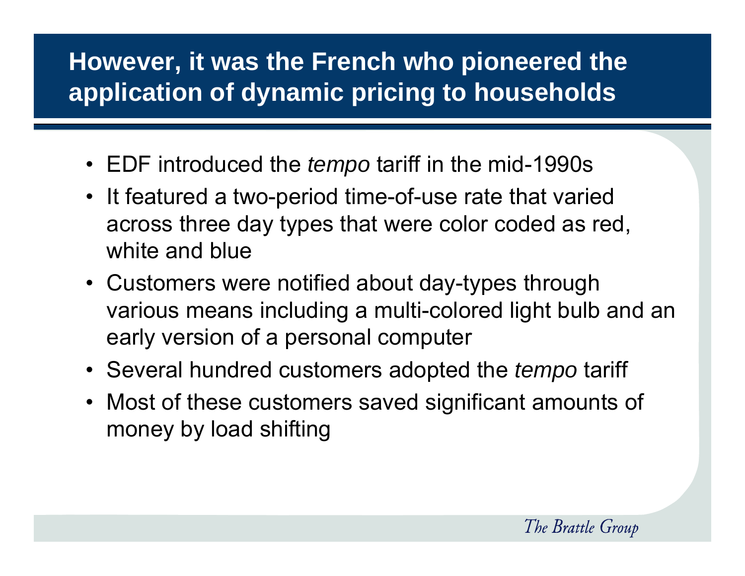# However, it was the French who pioneered the application of dynamic pricing to households

- EDF introduced the *tempo* tariff in the mid-1990s
- It featured a two-period time-of-use rate that varied across three day types that were color coded as red, white and blue
- Customers were notified about day-types through various means including a multi-colored light bulb and an early version of a personal computer
- Several hundred customers adopted the *tempo* tariff
- Most of these customers saved significant amounts of money by load shifting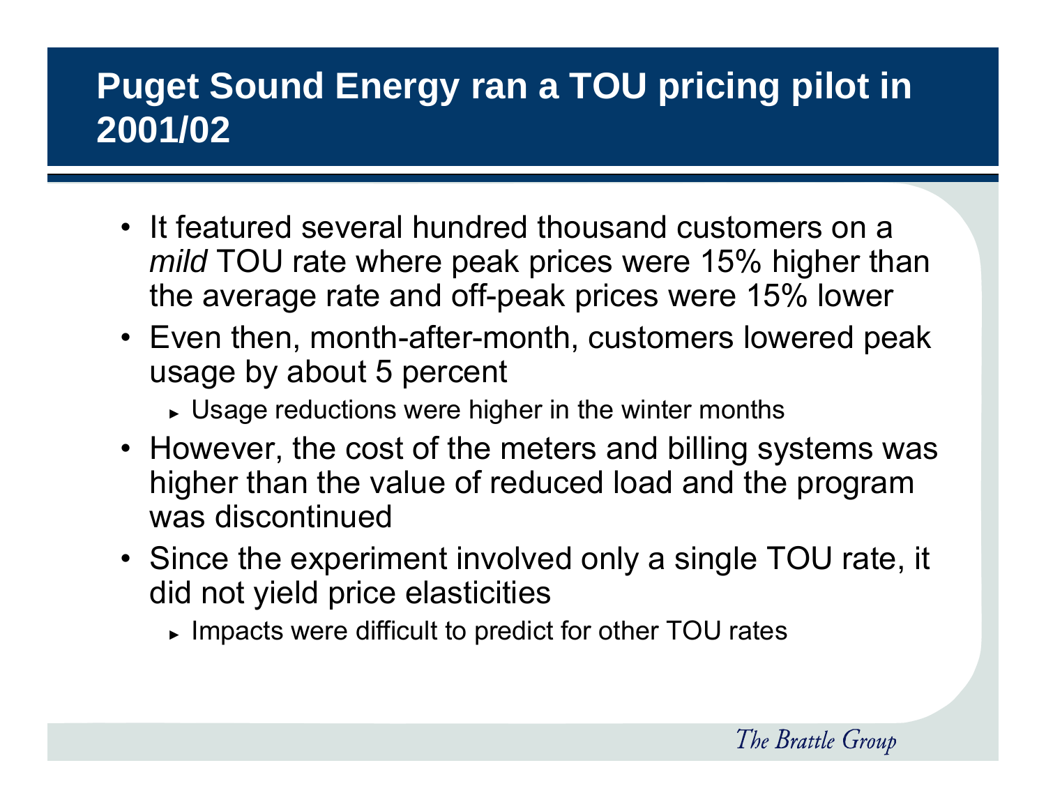# Puget Sound Energy ran a TOU pricing pilot in 2001/02

- It featured several hundred thousand customers on a *mild* TOU rate where peak prices were 15% higher than the average rate and off-peak prices were 15% lower
- Even then, month-after-month, customers lowered peak usage by about 5 percent
  - Usage reductions were higher in the winter months
- However, the cost of the meters and billing systems was higher than the value of reduced load and the program was discontinued
- Since the experiment involved only a single TOU rate, it did not yield price elasticities
  - Impacts were difficult to predict for other TOU rates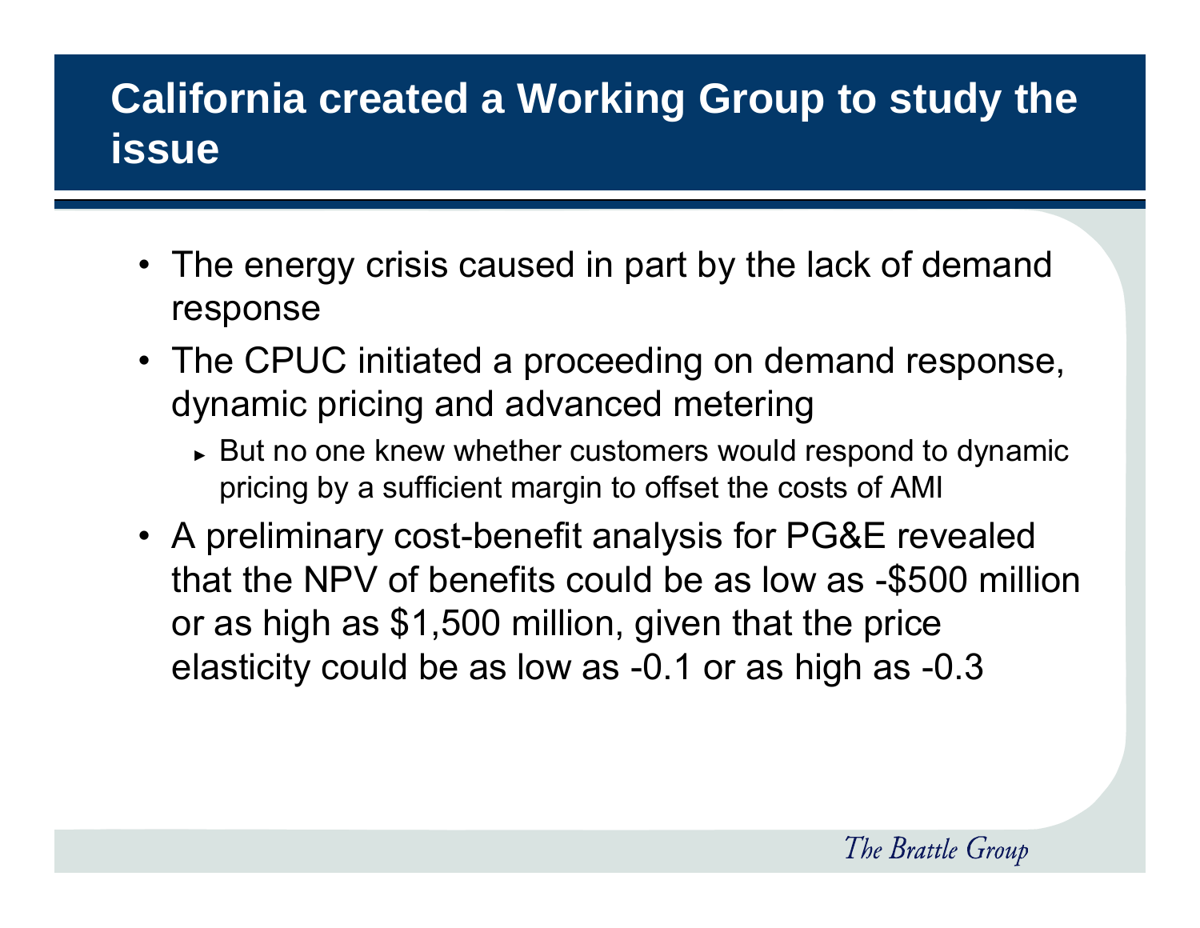# California created a Working Group to study the issue

- The energy crisis caused in part by the lack of demand response
- The CPUC initiated a proceeding on demand response, dynamic pricing and advanced metering
  - But no one knew whether customers would respond to dynamic pricing by a sufficient margin to offset the costs of AMI
- A preliminary cost-benefit analysis for PG&E revealed that the NPV of benefits could be as low as -$500 million or as high as $1,500 million, given that the price elasticity could be as low as -0.1 or as high as -0.3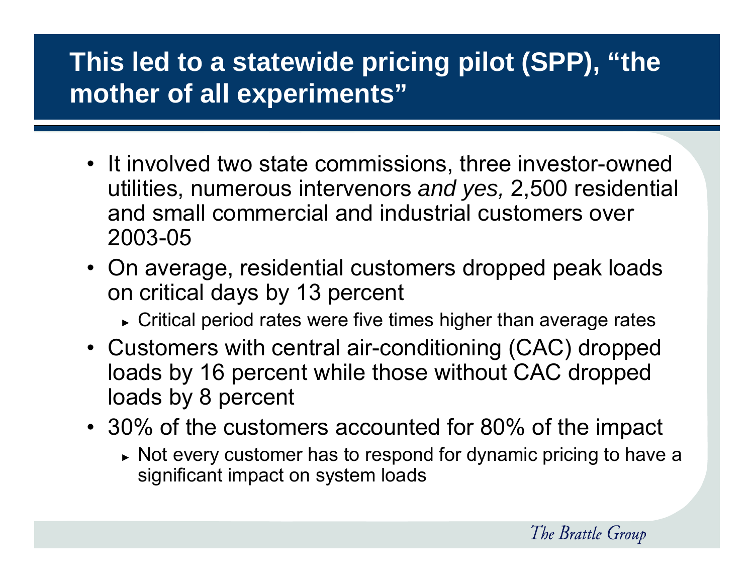# This led to a statewide pricing pilot (SPP), “the mother of all experiments”

- It involved two state commissions, three investor-owned utilities, numerous intervenors *and yes,* 2,500 residential and small commercial and industrial customers over 2003-05
- On average, residential customers dropped peak loads on critical days by 13 percent
  - Critical period rates were five times higher than average rates
- Customers with central air-conditioning (CAC) dropped loads by 16 percent while those without CAC dropped loads by 8 percent
- 30% of the customers accounted for 80% of the impact
  - Not every customer has to respond for dynamic pricing to have a significant impact on system loads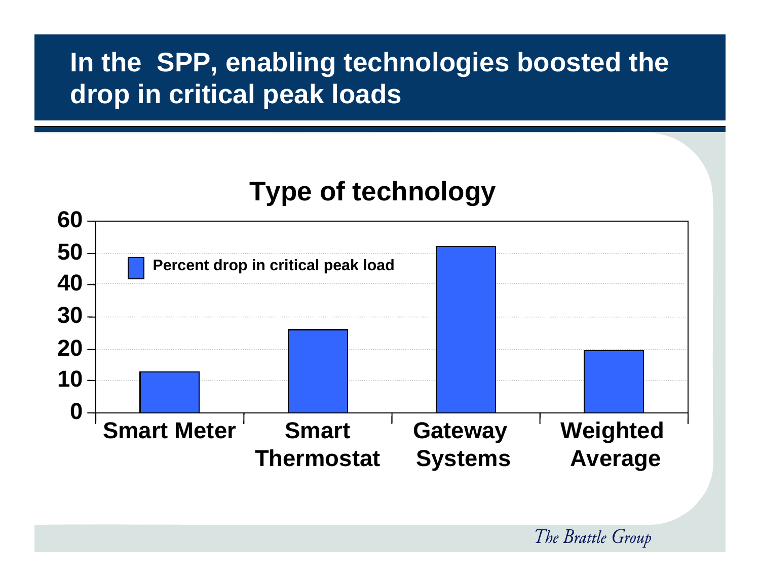# In the SPP, enabling technologies boosted the drop in critical peak loads

**Type of technology**

| Type of technology | Percent drop in critical peak load |
|---|---|
| Smart Meter | ~13 |
| Smart Thermostat | ~26 |
| Gateway Systems | ~52 |
| Weighted Average | ~19.5 |

*The Brattle Group*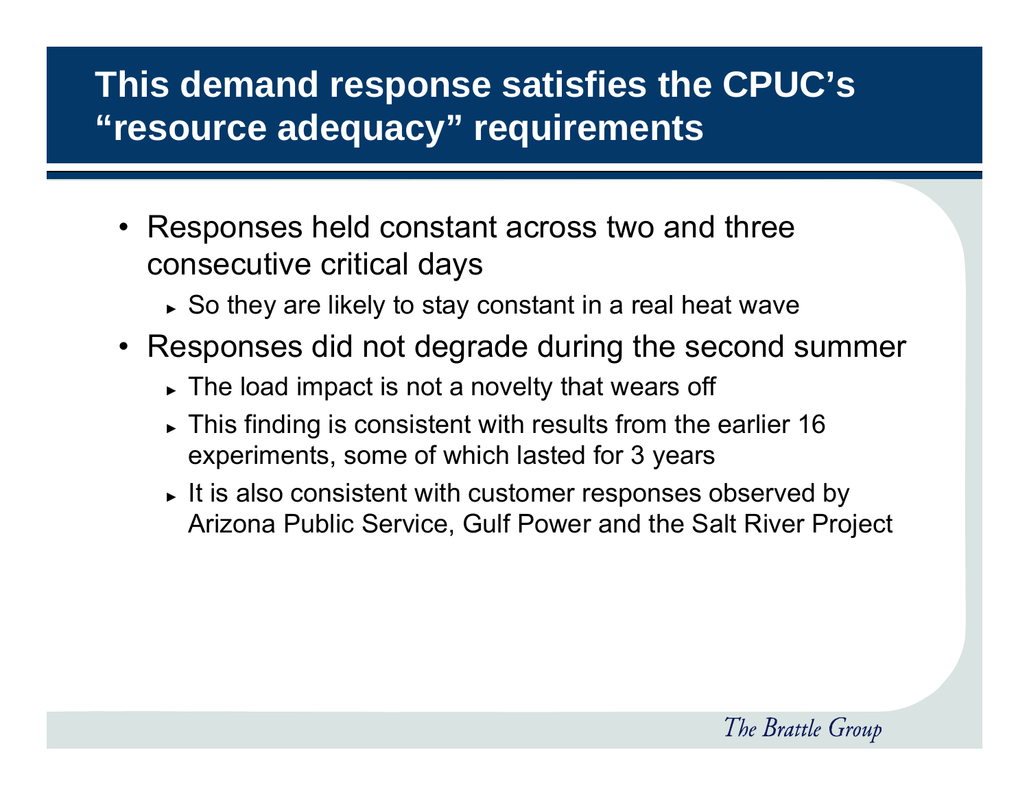# This demand response satisfies the CPUC's "resource adequacy" requirements

- Responses held constant across two and three consecutive critical days
  - So they are likely to stay constant in a real heat wave
- Responses did not degrade during the second summer
  - The load impact is not a novelty that wears off
  - This finding is consistent with results from the earlier 16 experiments, some of which lasted for 3 years
  - It is also consistent with customer responses observed by Arizona Public Service, Gulf Power and the Salt River Project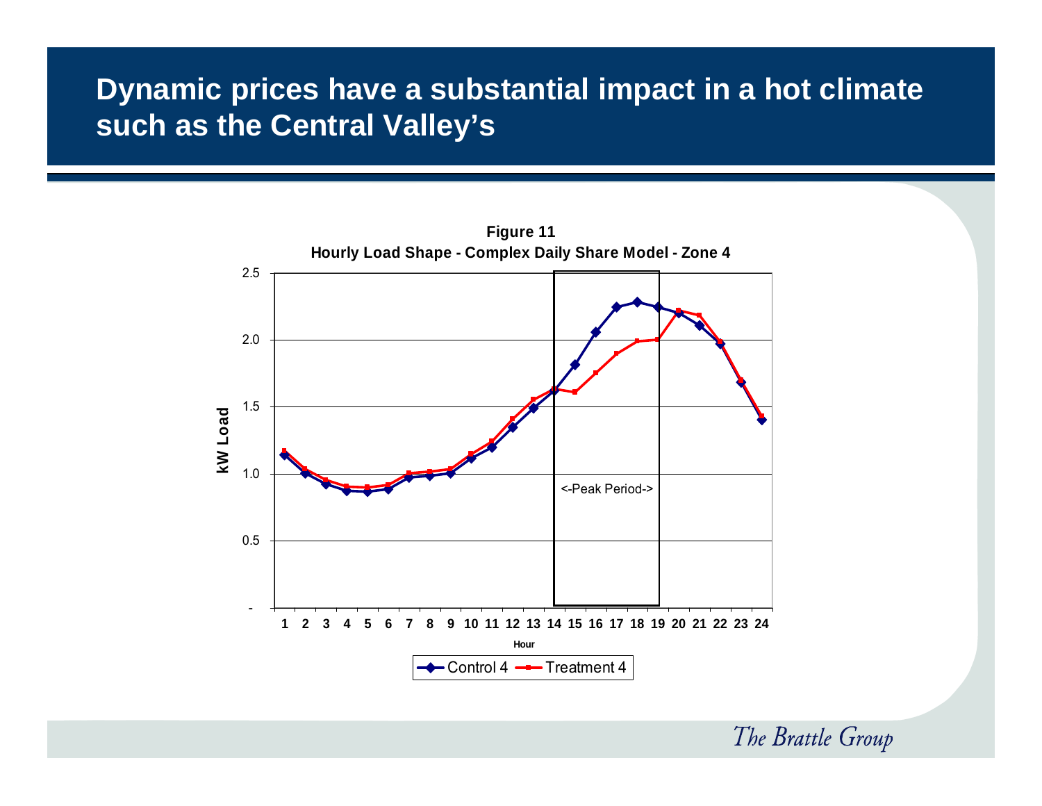# Dynamic prices have a substantial impact in a hot climate such as the Central Valley's

**Figure 11**

**Hourly Load Shape - Complex Daily Share Model - Zone 4**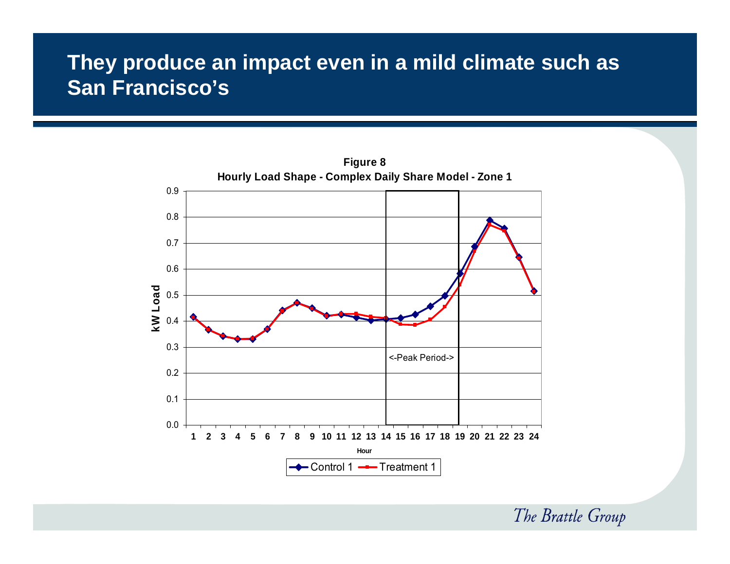# They produce an impact even in a mild climate such as San Francisco's

**Figure 8**
**Hourly Load Shape - Complex Daily Share Model - Zone 1**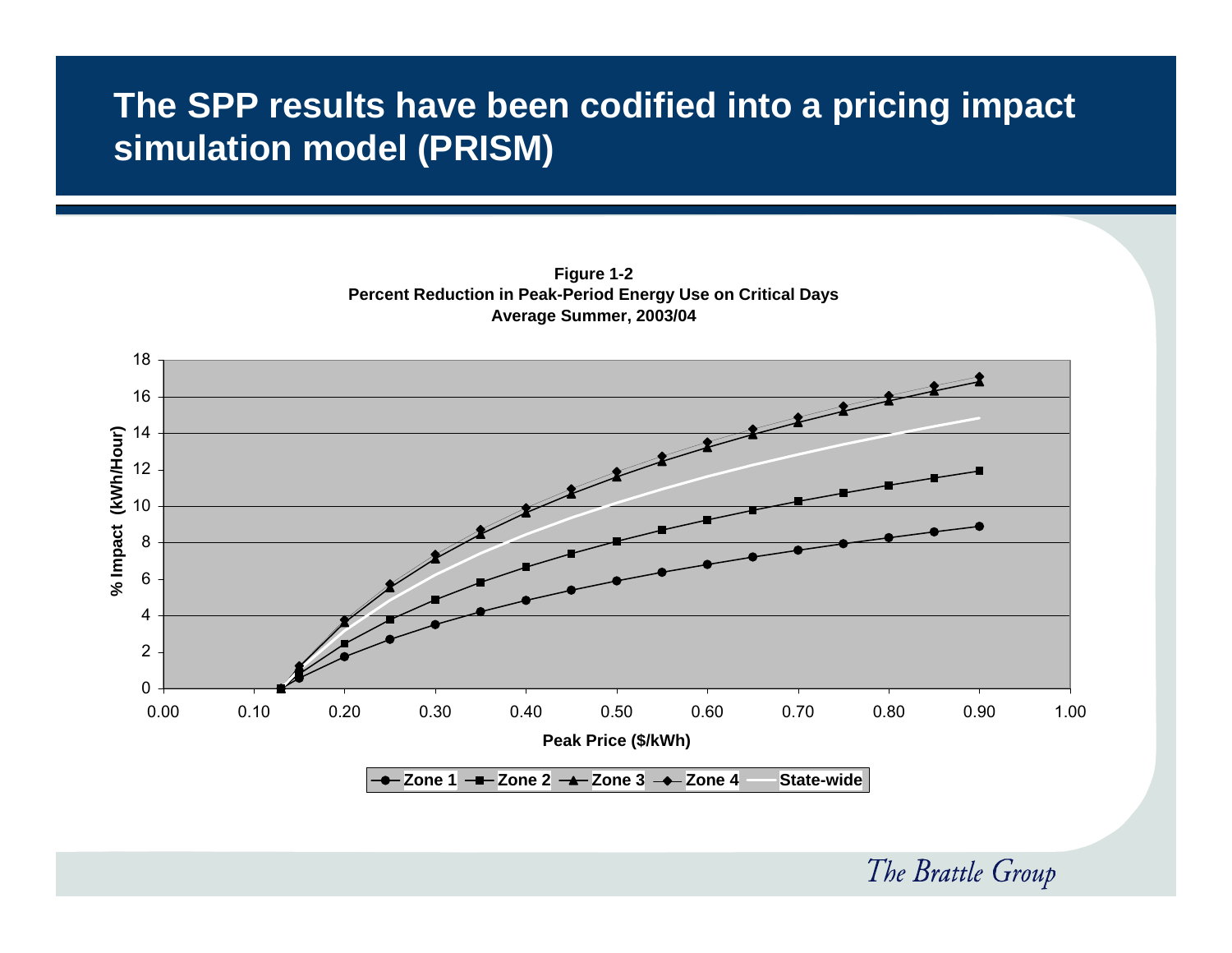# The SPP results have been codified into a pricing impact simulation model (PRISM)

**Figure 1-2**
**Percent Reduction in Peak-Period Energy Use on Critical Days**
**Average Summer, 2003/04**

*The Brattle Group*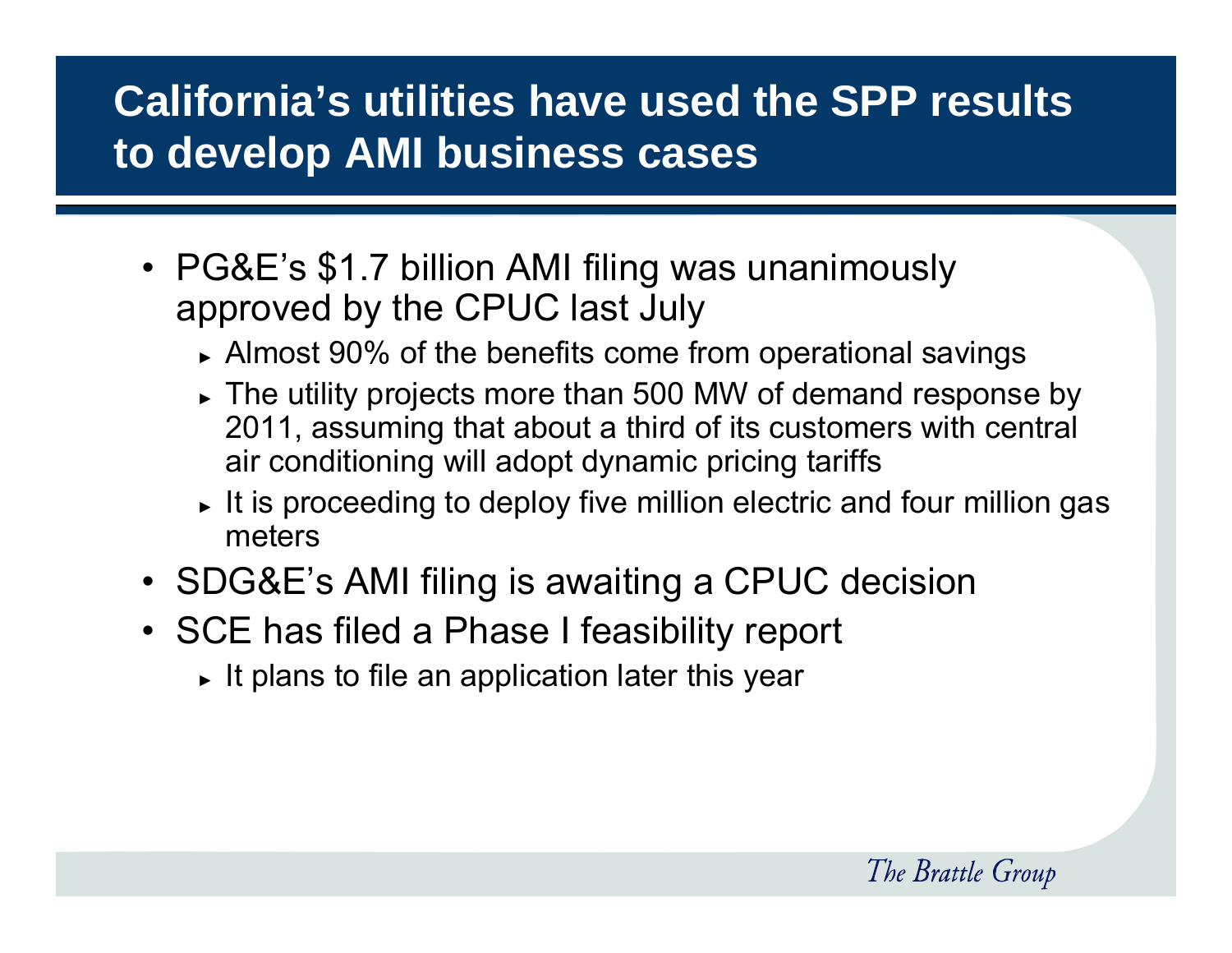# California's utilities have used the SPP results to develop AMI business cases

- PG&E's $1.7 billion AMI filing was unanimously approved by the CPUC last July
  - Almost 90% of the benefits come from operational savings
  - The utility projects more than 500 MW of demand response by 2011, assuming that about a third of its customers with central air conditioning will adopt dynamic pricing tariffs
  - It is proceeding to deploy five million electric and four million gas meters
- SDG&E's AMI filing is awaiting a CPUC decision
- SCE has filed a Phase I feasibility report
  - It plans to file an application later this year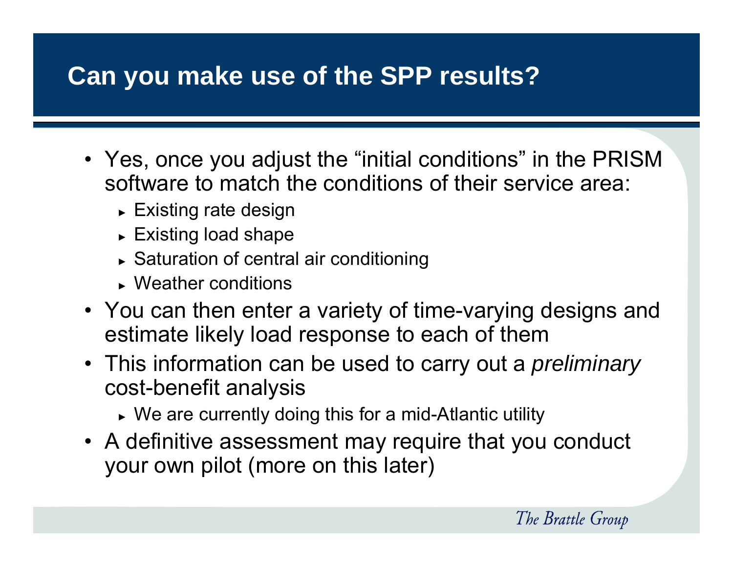# Can you make use of the SPP results?

- Yes, once you adjust the “initial conditions” in the PRISM software to match the conditions of their service area:
  - Existing rate design
  - Existing load shape
  - Saturation of central air conditioning
  - Weather conditions
- You can then enter a variety of time-varying designs and estimate likely load response to each of them
- This information can be used to carry out a *preliminary* cost-benefit analysis
  - We are currently doing this for a mid-Atlantic utility
- A definitive assessment may require that you conduct your own pilot (more on this later)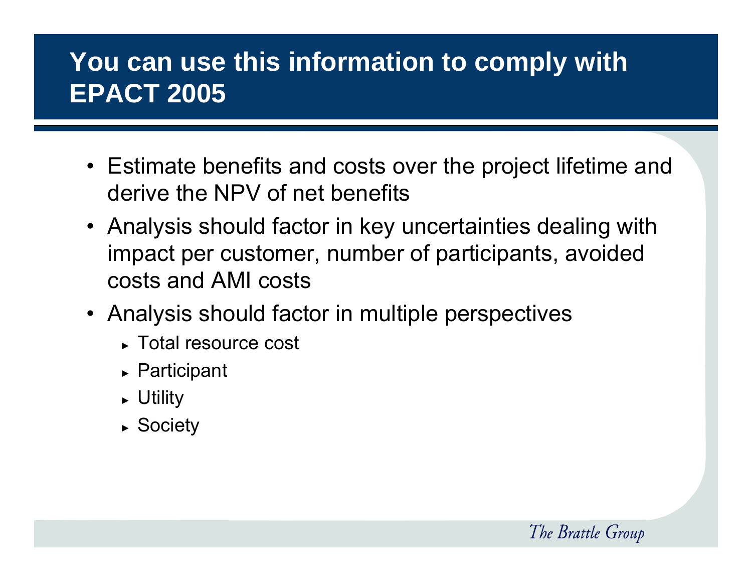# You can use this information to comply with EPACT 2005

- Estimate benefits and costs over the project lifetime and derive the NPV of net benefits
- Analysis should factor in key uncertainties dealing with impact per customer, number of participants, avoided costs and AMI costs
- Analysis should factor in multiple perspectives
  - Total resource cost
  - Participant
  - Utility
  - Society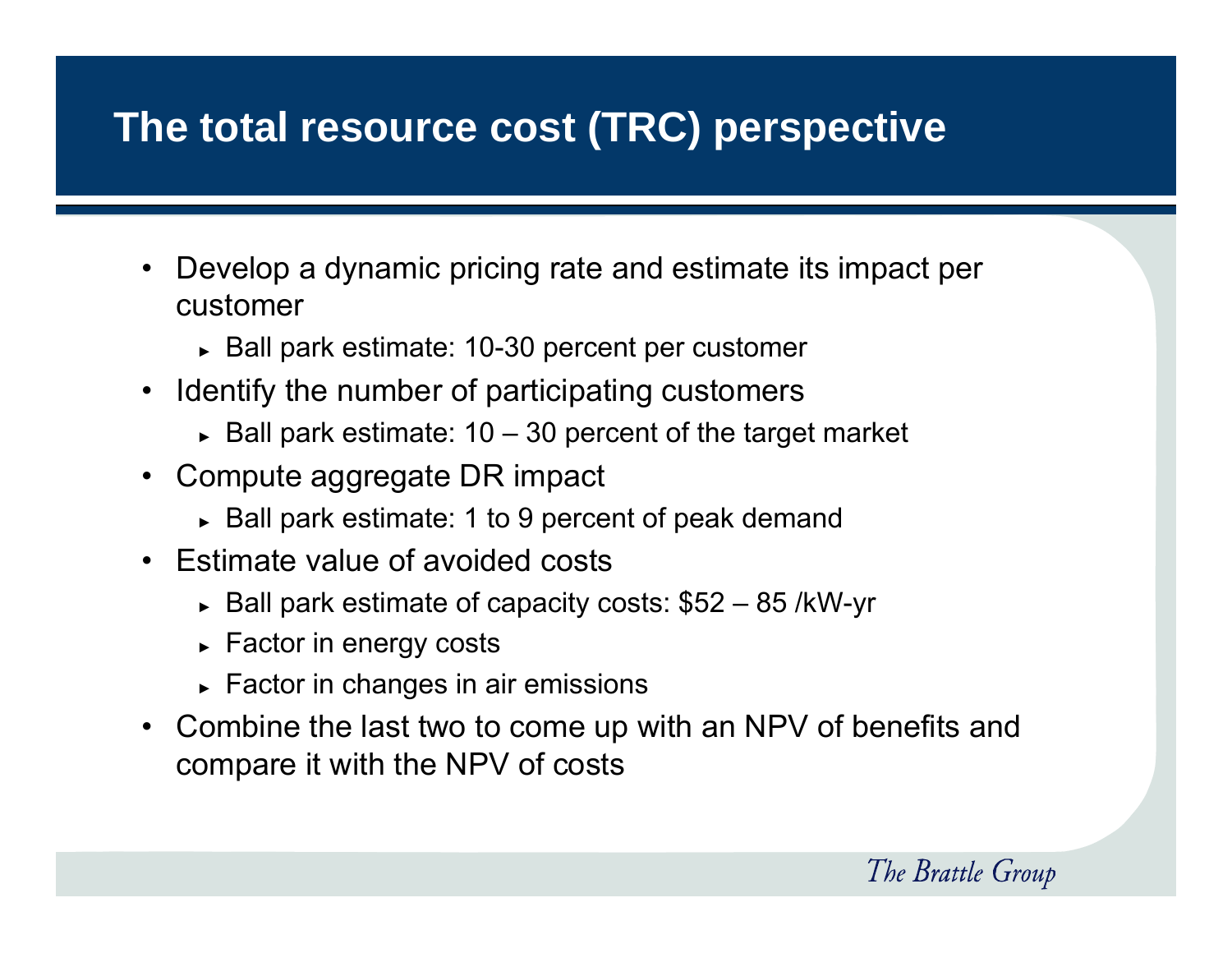# The total resource cost (TRC) perspective

- Develop a dynamic pricing rate and estimate its impact per customer
  - Ball park estimate: 10-30 percent per customer
- Identify the number of participating customers
  - Ball park estimate: 10 – 30 percent of the target market
- Compute aggregate DR impact
  - Ball park estimate: 1 to 9 percent of peak demand
- Estimate value of avoided costs
  - Ball park estimate of capacity costs: $52 – 85 /kW-yr
  - Factor in energy costs
  - Factor in changes in air emissions
- Combine the last two to come up with an NPV of benefits and compare it with the NPV of costs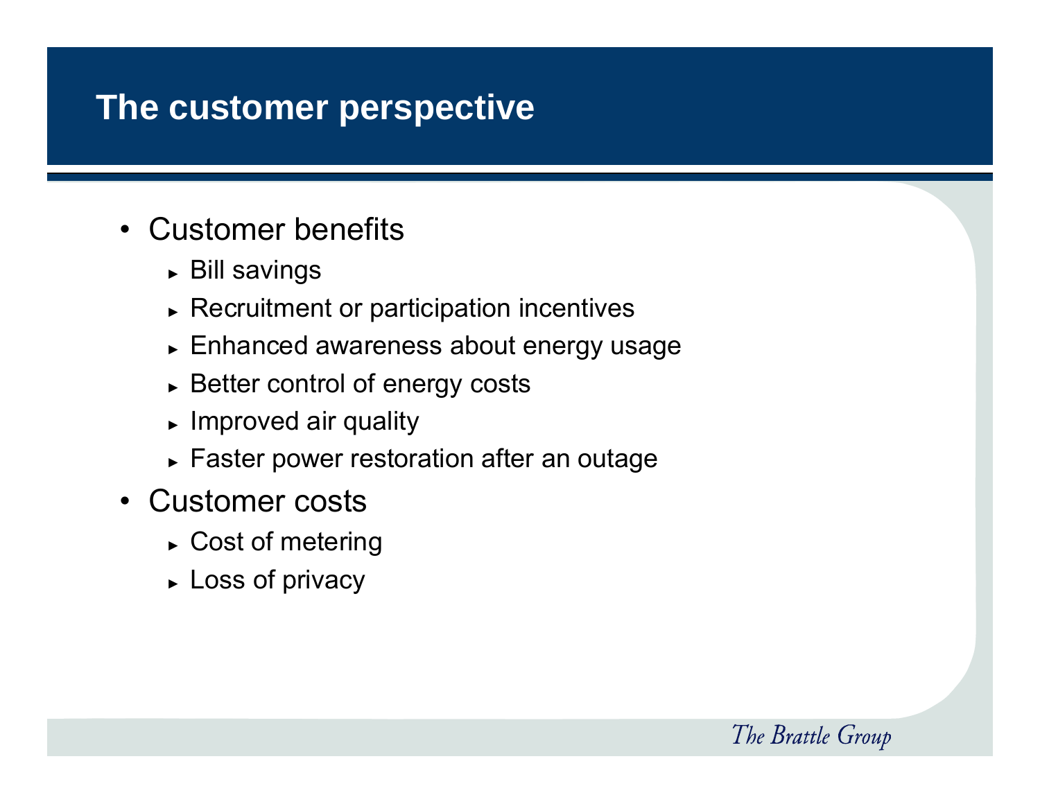# The customer perspective

- Customer benefits
  - Bill savings
  - Recruitment or participation incentives
  - Enhanced awareness about energy usage
  - Better control of energy costs
  - Improved air quality
  - Faster power restoration after an outage
- Customer costs
  - Cost of metering
  - Loss of privacy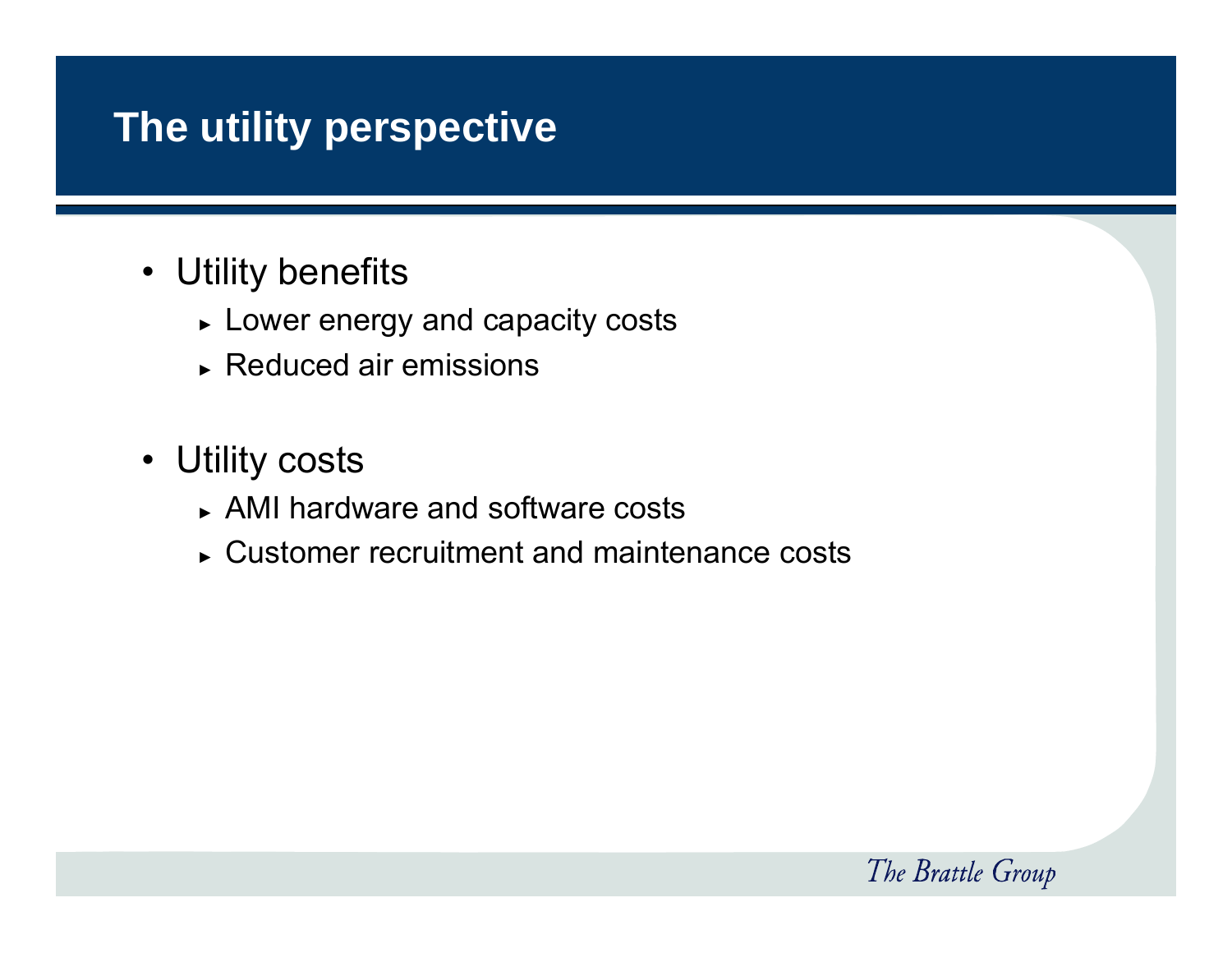# The utility perspective

- Utility benefits
  - Lower energy and capacity costs
  - Reduced air emissions

- Utility costs
  - AMI hardware and software costs
  - Customer recruitment and maintenance costs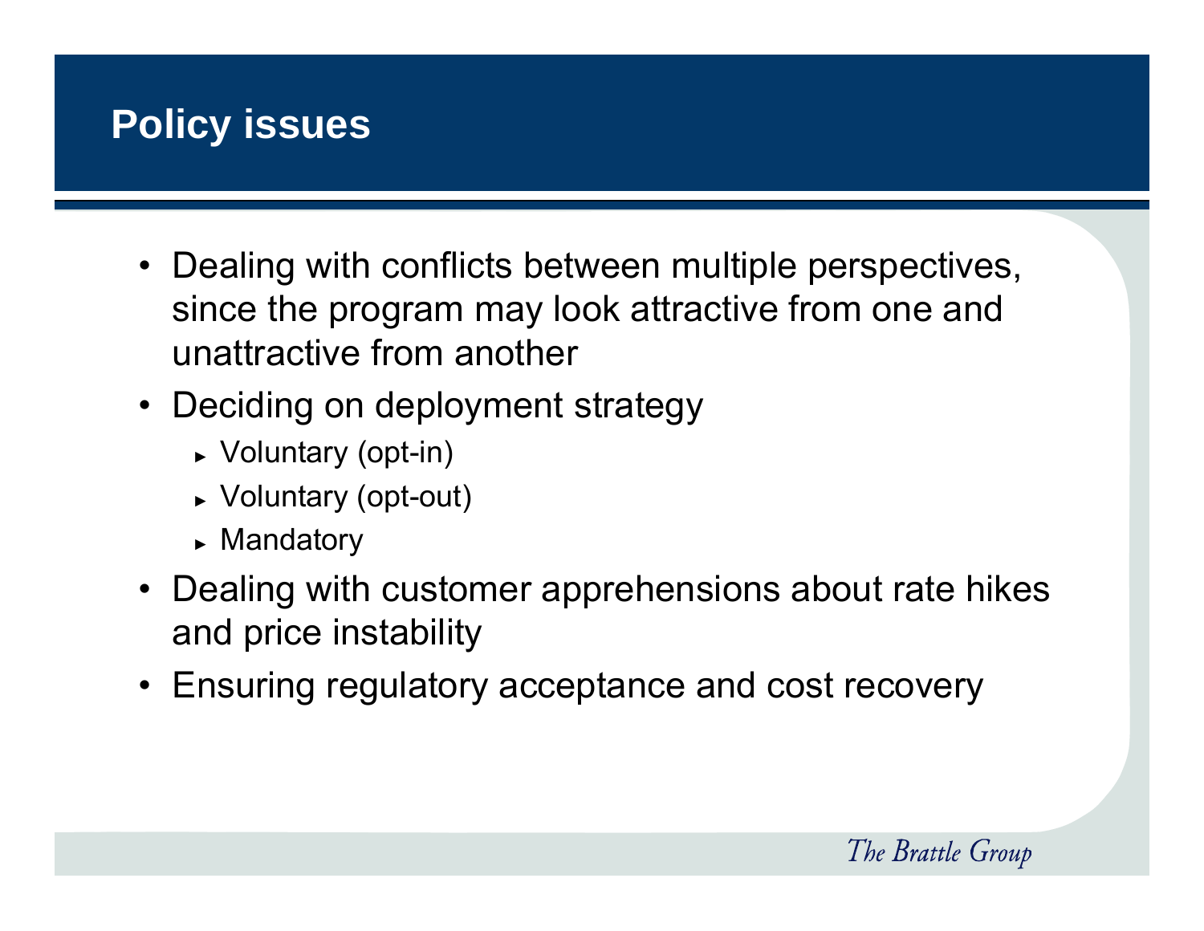# Policy issues

- Dealing with conflicts between multiple perspectives, since the program may look attractive from one and unattractive from another
- Deciding on deployment strategy
  - Voluntary (opt-in)
  - Voluntary (opt-out)
  - Mandatory
- Dealing with customer apprehensions about rate hikes and price instability
- Ensuring regulatory acceptance and cost recovery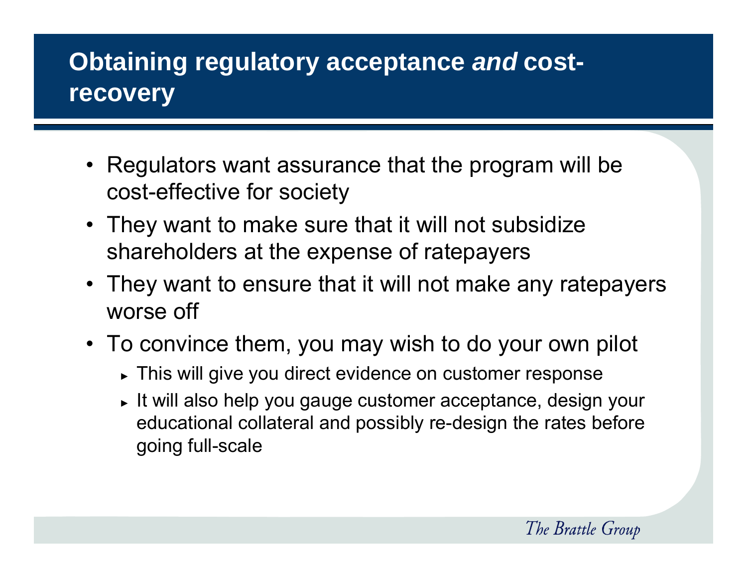# Obtaining regulatory acceptance *and* cost-recovery

- Regulators want assurance that the program will be cost-effective for society
- They want to make sure that it will not subsidize shareholders at the expense of ratepayers
- They want to ensure that it will not make any ratepayers worse off
- To convince them, you may wish to do your own pilot
  - This will give you direct evidence on customer response
  - It will also help you gauge customer acceptance, design your educational collateral and possibly re-design the rates before going full-scale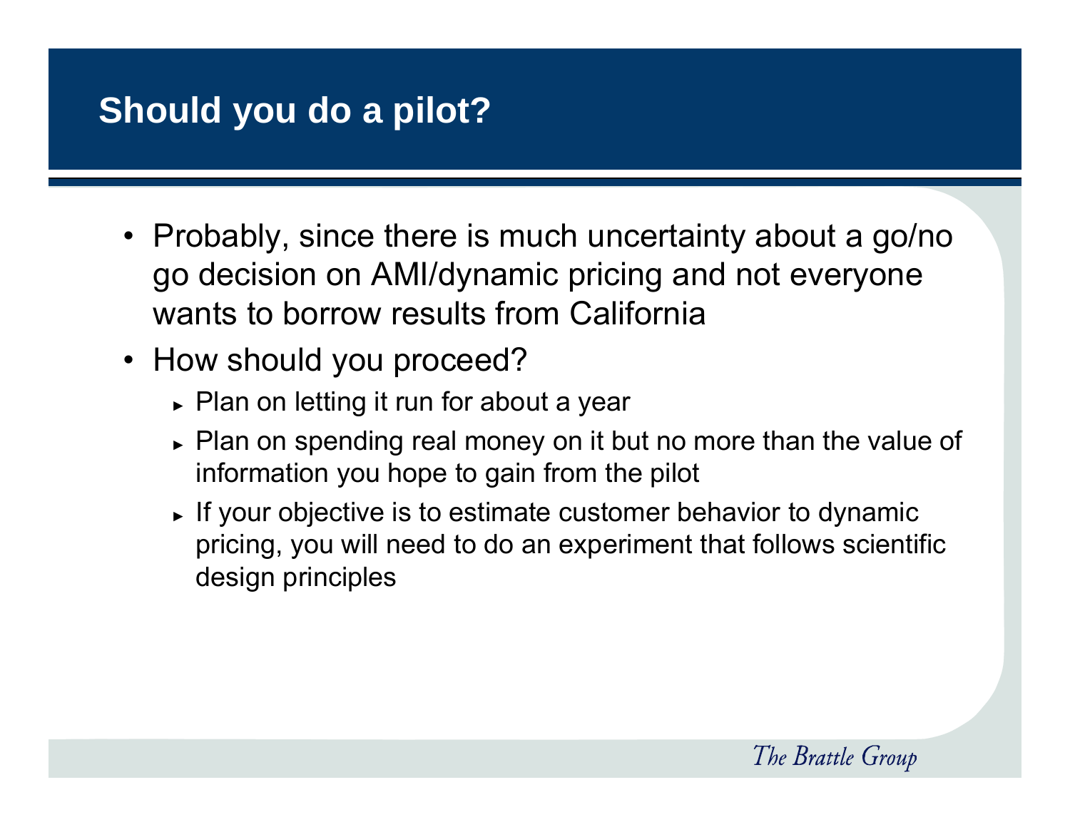# Should you do a pilot?

- Probably, since there is much uncertainty about a go/no go decision on AMI/dynamic pricing and not everyone wants to borrow results from California
- How should you proceed?
  - Plan on letting it run for about a year
  - Plan on spending real money on it but no more than the value of information you hope to gain from the pilot
  - If your objective is to estimate customer behavior to dynamic pricing, you will need to do an experiment that follows scientific design principles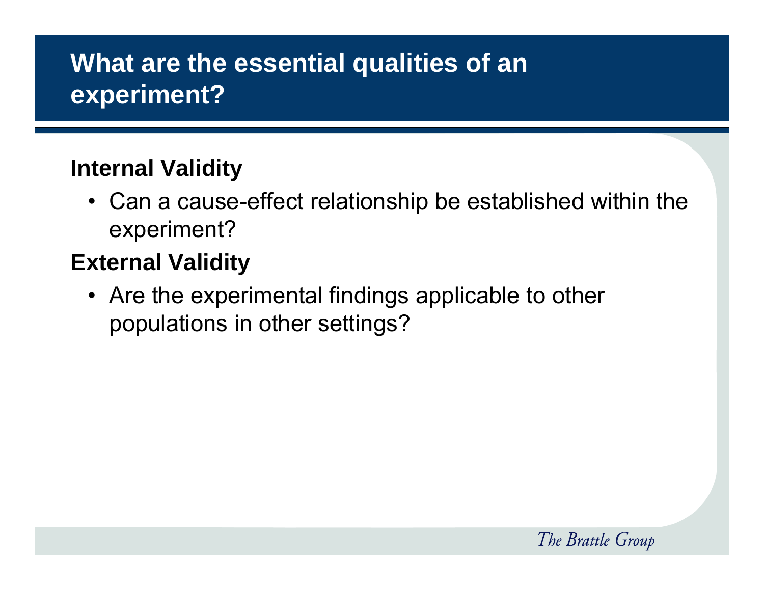# What are the essential qualities of an experiment?

**Internal Validity**

- Can a cause-effect relationship be established within the experiment?

**External Validity**

- Are the experimental findings applicable to other populations in other settings?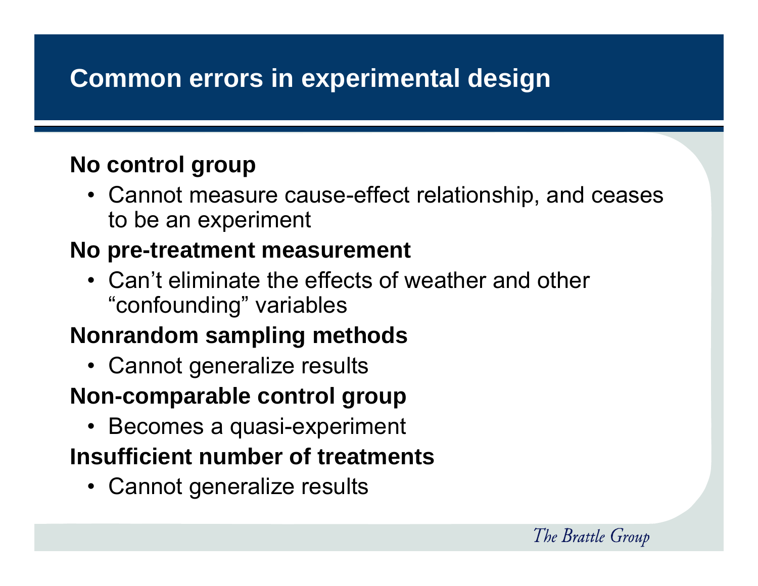# Common errors in experimental design

**No control group**

- Cannot measure cause-effect relationship, and ceases to be an experiment

**No pre-treatment measurement**

- Can't eliminate the effects of weather and other "confounding" variables

**Nonrandom sampling methods**

- Cannot generalize results

**Non-comparable control group**

- Becomes a quasi-experiment

**Insufficient number of treatments**

- Cannot generalize results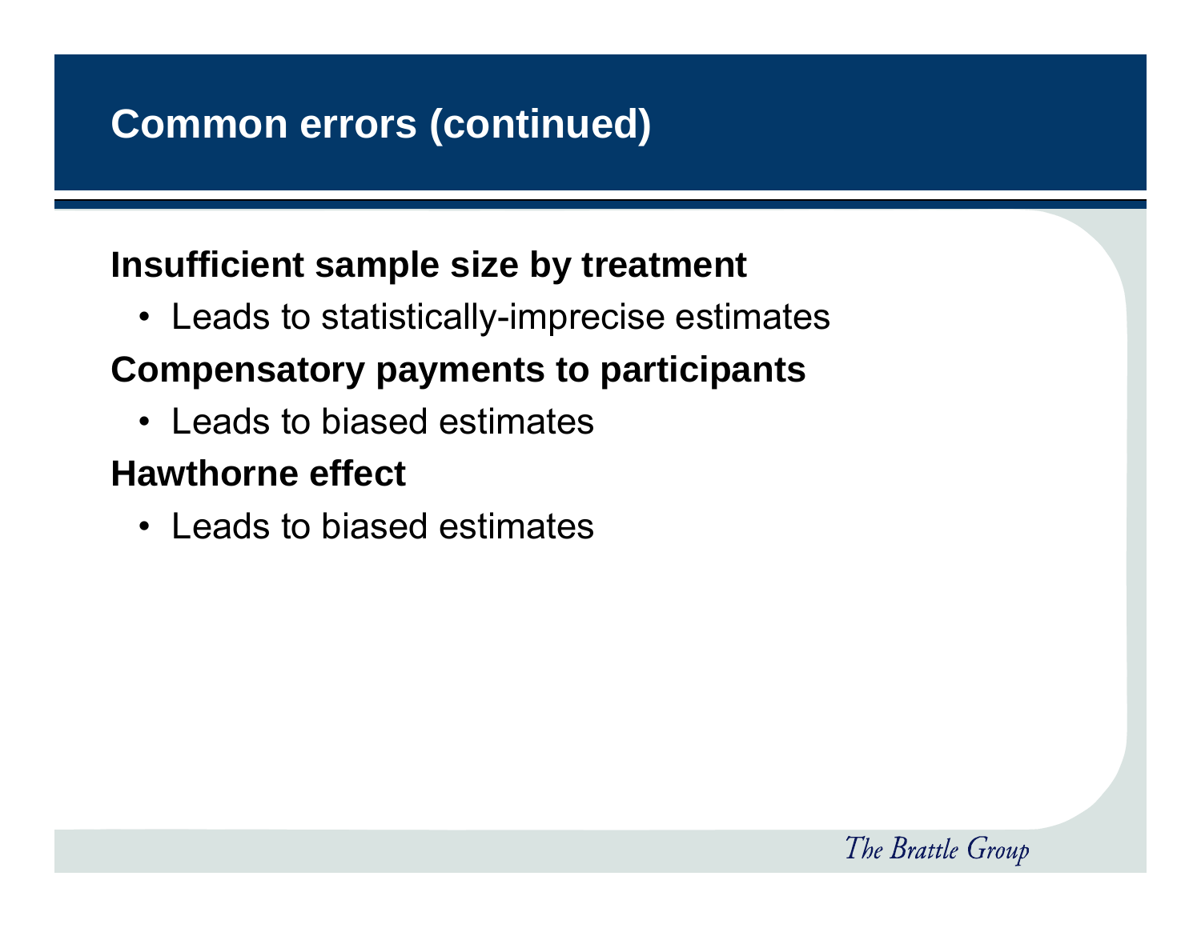# Common errors (continued)

**Insufficient sample size by treatment**

- Leads to statistically-imprecise estimates

**Compensatory payments to participants**

- Leads to biased estimates

**Hawthorne effect**

- Leads to biased estimates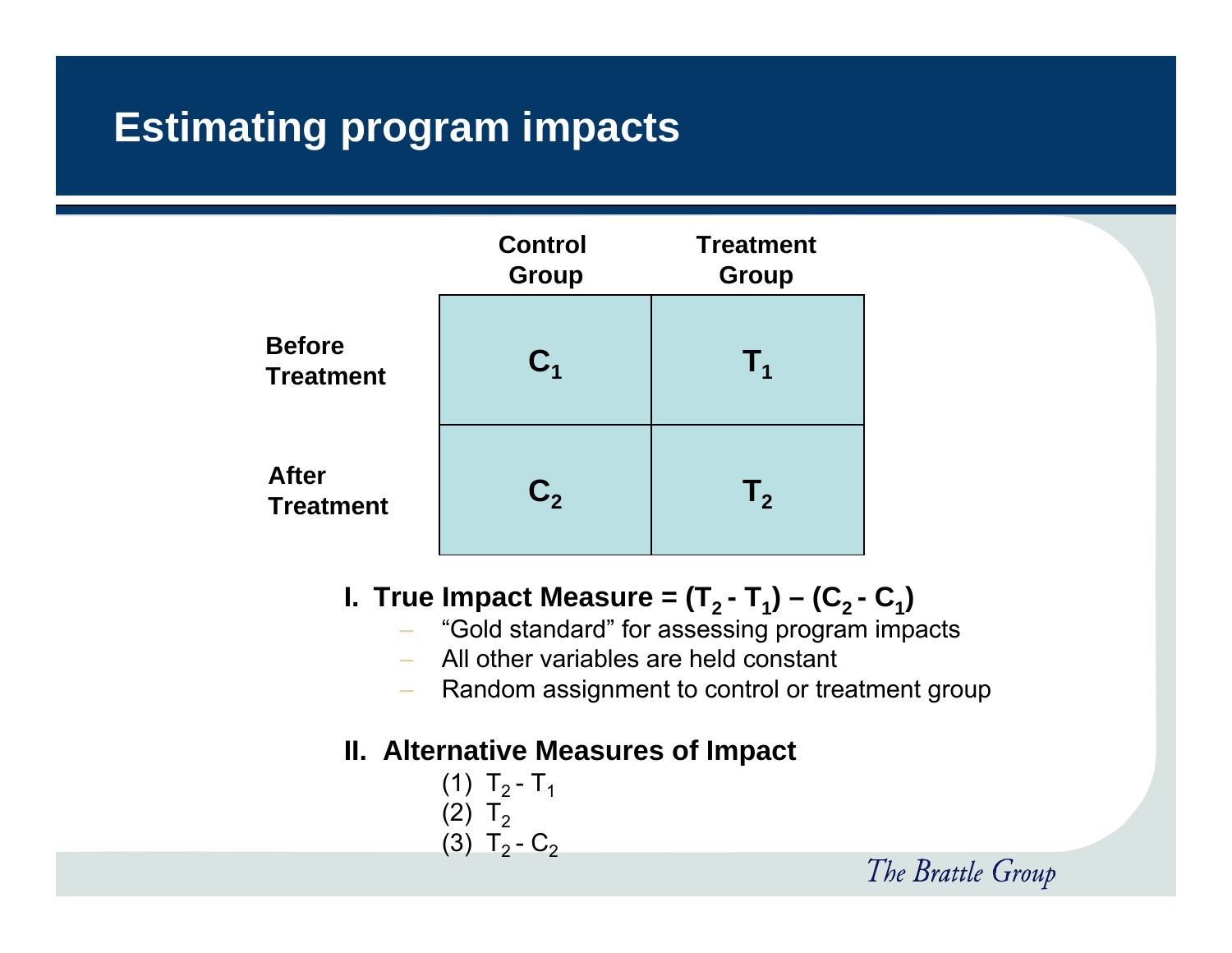# Estimating program impacts

| | Control Group | Treatment Group |
|---|---|---|
| Before Treatment | $C_1$ | $T_1$ |
| After Treatment | $C_2$ | $T_2$ |

**I. True Impact Measure = $(T_2 - T_1) - (C_2 - C_1)$**

- "Gold standard" for assessing program impacts
- All other variables are held constant
- Random assignment to control or treatment group

**II. Alternative Measures of Impact**

(1) $T_2 - T_1$
(2) $T_2$
(3) $T_2 - C_2$

*The Brattle Group*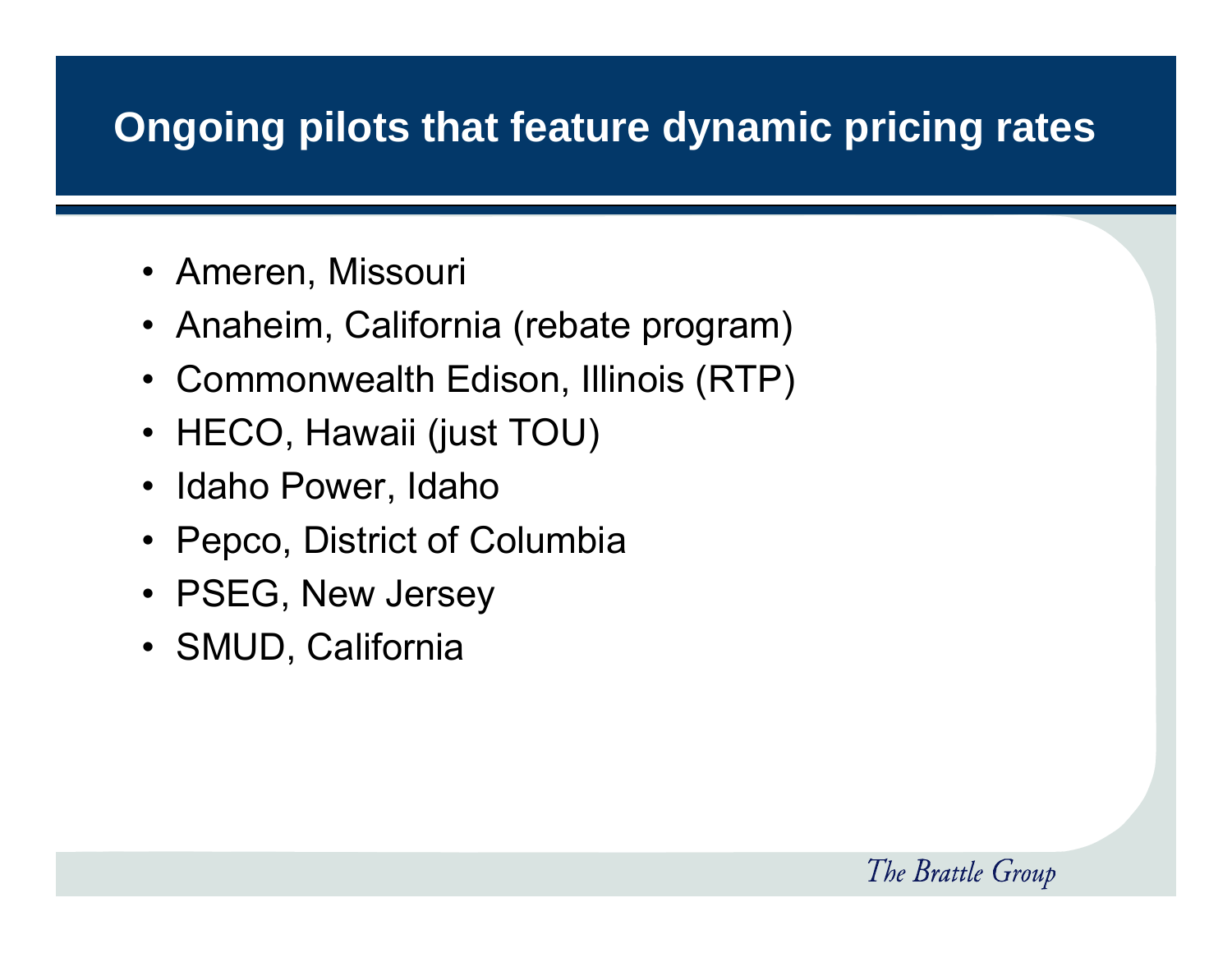# Ongoing pilots that feature dynamic pricing rates

- Ameren, Missouri
- Anaheim, California (rebate program)
- Commonwealth Edison, Illinois (RTP)
- HECO, Hawaii (just TOU)
- Idaho Power, Idaho
- Pepco, District of Columbia
- PSEG, New Jersey
- SMUD, California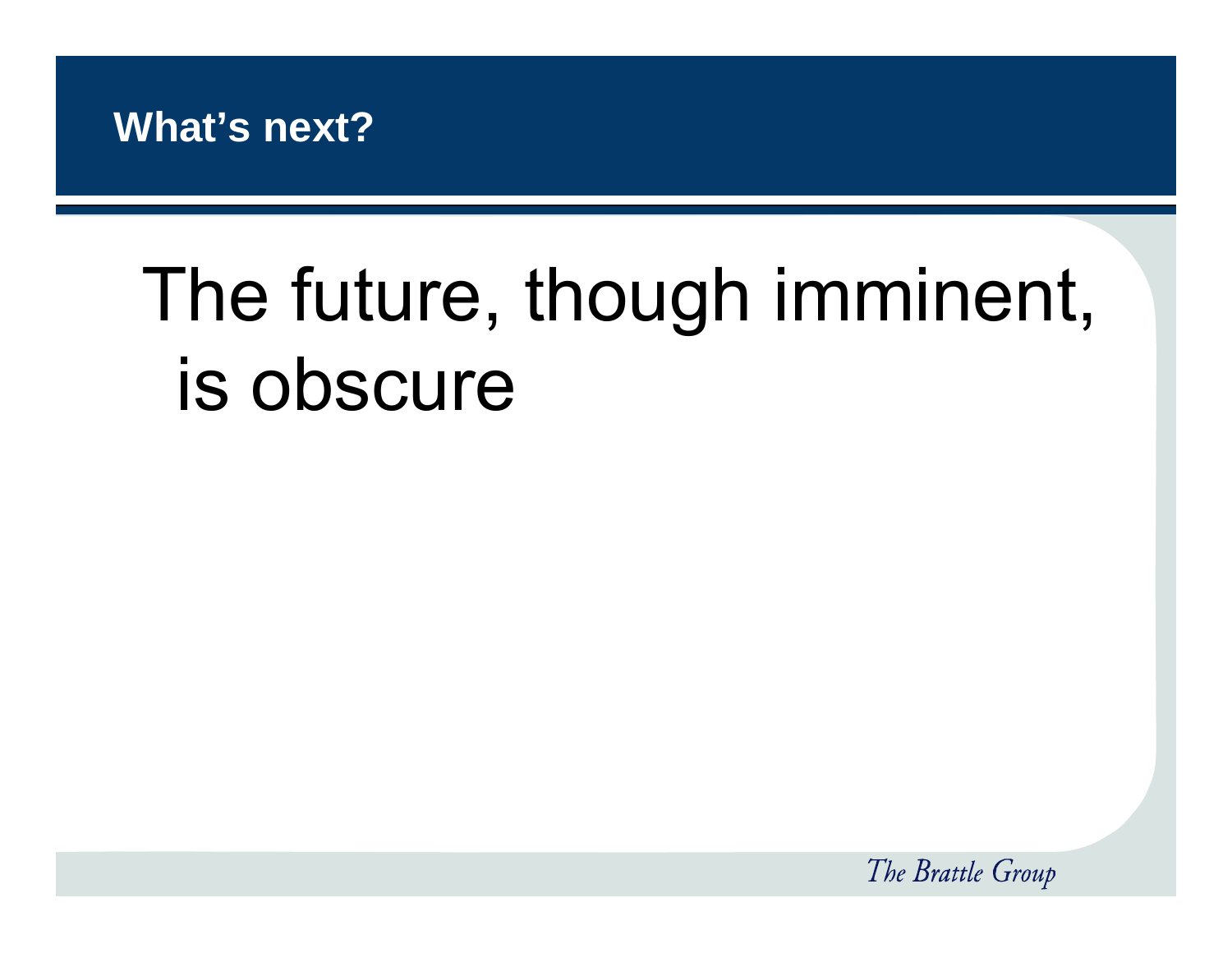## What's next?

The future, though imminent, is obscure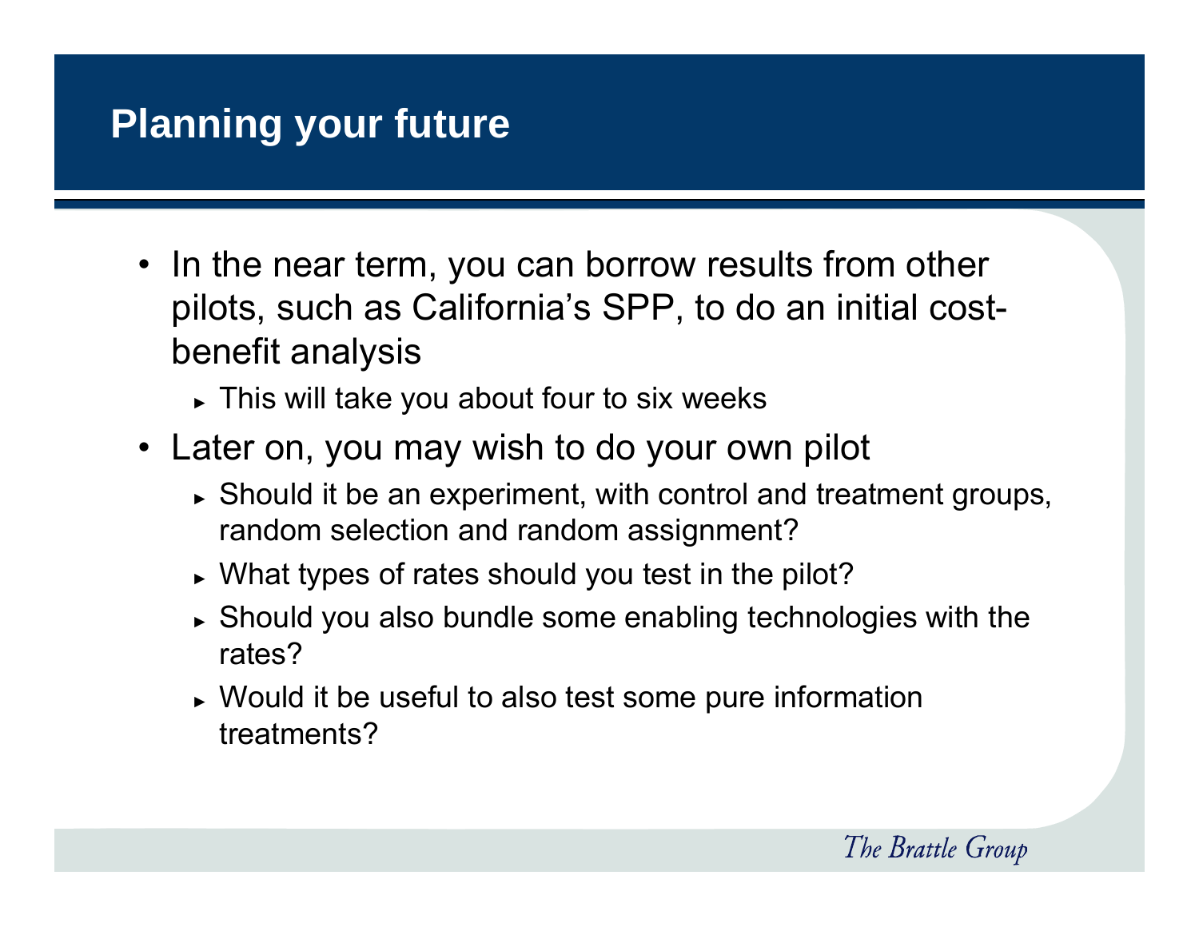# Planning your future

- In the near term, you can borrow results from other pilots, such as California's SPP, to do an initial cost-benefit analysis
  - This will take you about four to six weeks
- Later on, you may wish to do your own pilot
  - Should it be an experiment, with control and treatment groups, random selection and random assignment?
  - What types of rates should you test in the pilot?
  - Should you also bundle some enabling technologies with the rates?
  - Would it be useful to also test some pure information treatments?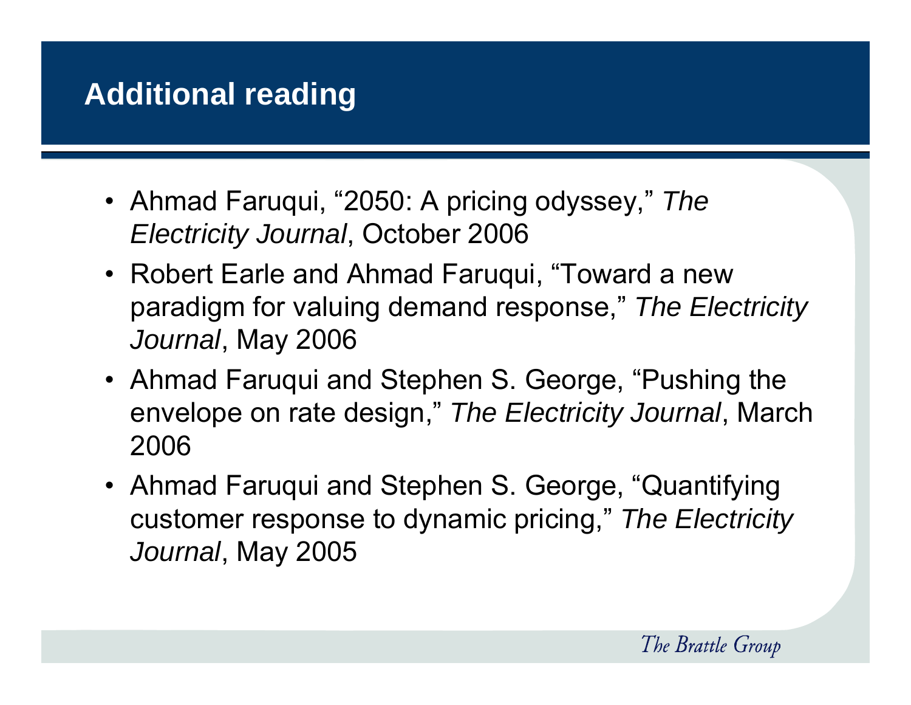# Additional reading

- Ahmad Faruqui, "2050: A pricing odyssey," *The Electricity Journal*, October 2006
- Robert Earle and Ahmad Faruqui, "Toward a new paradigm for valuing demand response," *The Electricity Journal*, May 2006
- Ahmad Faruqui and Stephen S. George, "Pushing the envelope on rate design," *The Electricity Journal*, March 2006
- Ahmad Faruqui and Stephen S. George, "Quantifying customer response to dynamic pricing," *The Electricity Journal*, May 2005